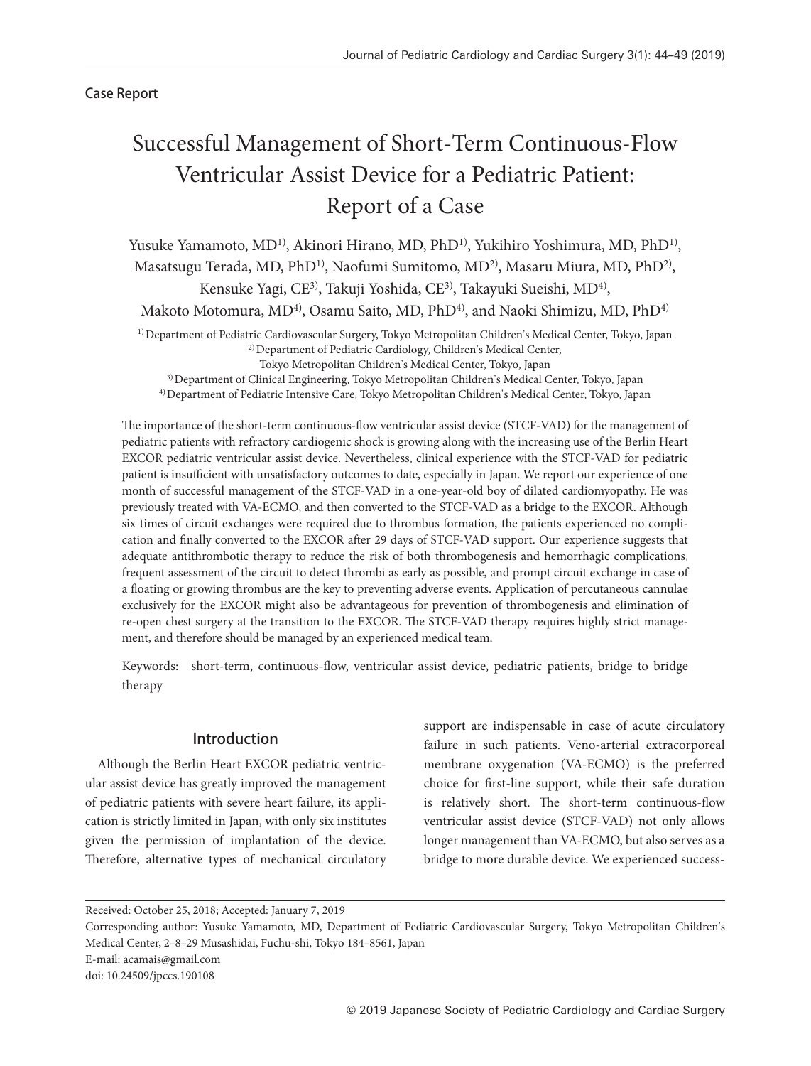Case Report

# Successful Management of Short-Term Continuous-Flow Ventricular Assist Device for a Pediatric Patient: Report of a Case

Yusuke Yamamoto, MD[1], Akinori Hirano, MD, PhD[1], Yukihiro Yoshimura, MD, PhD[1], Masatsugu Terada, MD, PhD[1], Naofumi Sumitomo, MD[2], Masaru Miura, MD, PhD[2], Kensuke Yagi, CE[3], Takuji Yoshida, CE[3], Takayuki Sueishi, MD[4], Makoto Motomura, MD[4], Osamu Saito, MD, PhD[4], and Naoki Shimizu, MD, PhD[4]

[1] Department of Pediatric Cardiovascular Surgery, Tokyo Metropolitan Children's Medical Center, Tokyo, Japan
[2] Department of Pediatric Cardiology, Children's Medical Center, Tokyo Metropolitan Children's Medical Center, Tokyo, Japan
[3] Department of Clinical Engineering, Tokyo Metropolitan Children's Medical Center, Tokyo, Japan
[4] Department of Pediatric Intensive Care, Tokyo Metropolitan Children's Medical Center, Tokyo, Japan

The importance of the short-term continuous-flow ventricular assist device (STCF-VAD) for the management of pediatric patients with refractory cardiogenic shock is growing along with the increasing use of the Berlin Heart EXCOR pediatric ventricular assist device. Nevertheless, clinical experience with the STCF-VAD for pediatric patient is insufficient with unsatisfactory outcomes to date, especially in Japan. We report our experience of one month of successful management of the STCF-VAD in a one-year-old boy of dilated cardiomyopathy. He was previously treated with VA-ECMO, and then converted to the STCF-VAD as a bridge to the EXCOR. Although six times of circuit exchanges were required due to thrombus formation, the patients experienced no complication and finally converted to the EXCOR after 29 days of STCF-VAD support. Our experience suggests that adequate antithrombotic therapy to reduce the risk of both thrombogenesis and hemorrhagic complications, frequent assessment of the circuit to detect thrombi as early as possible, and prompt circuit exchange in case of a floating or growing thrombus are the key to preventing adverse events. Application of percutaneous cannulae exclusively for the EXCOR might also be advantageous for prevention of thrombogenesis and elimination of re-open chest surgery at the transition to the EXCOR. The STCF-VAD therapy requires highly strict management, and therefore should be managed by an experienced medical team.

Keywords: short-term, continuous-flow, ventricular assist device, pediatric patients, bridge to bridge therapy

## Introduction

Although the Berlin Heart EXCOR pediatric ventricular assist device has greatly improved the management of pediatric patients with severe heart failure, its application is strictly limited in Japan, with only six institutes given the permission of implantation of the device. Therefore, alternative types of mechanical circulatory support are indispensable in case of acute circulatory failure in such patients. Veno-arterial extracorporeal membrane oxygenation (VA-ECMO) is the preferred choice for first-line support, while their safe duration is relatively short. The short-term continuous-flow ventricular assist device (STCF-VAD) not only allows longer management than VA-ECMO, but also serves as a bridge to more durable device. We experienced success-

Received: October 25, 2018; Accepted: January 7, 2019
Corresponding author: Yusuke Yamamoto, MD, Department of Pediatric Cardiovascular Surgery, Tokyo Metropolitan Children's Medical Center, 2–8–29 Musashidai, Fuchu-shi, Tokyo 184–8561, Japan
E-mail: acamais@gmail.com
doi: 10.24509/jpccs.190108

© 2019 Japanese Society of Pediatric Cardiology and Cardiac Surgery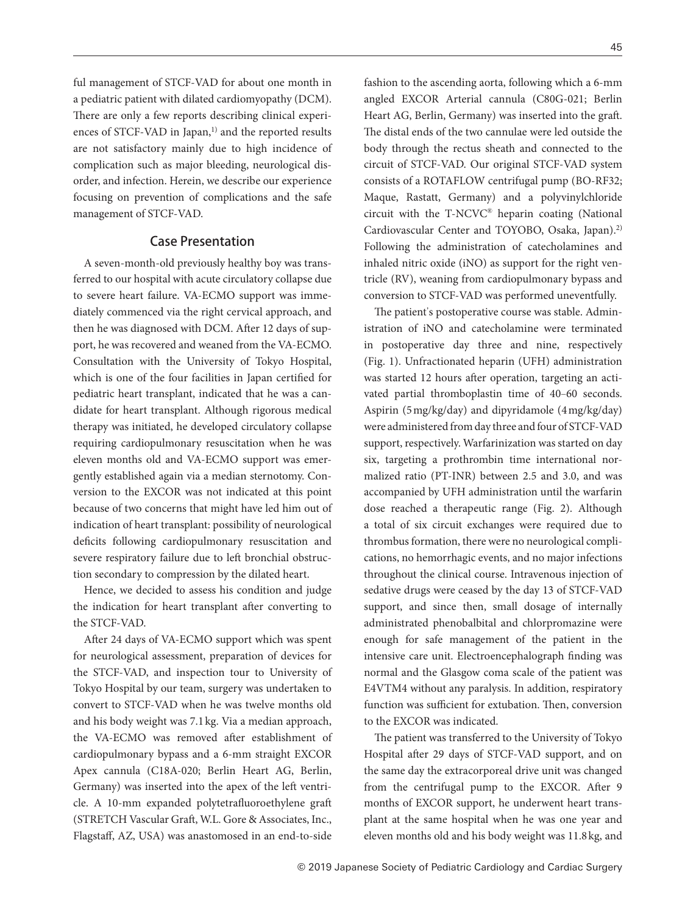ful management of STCF-VAD for about one month in a pediatric patient with dilated cardiomyopathy (DCM). There are only a few reports describing clinical experiences of STCF-VAD in Japan,[1] and the reported results are not satisfactory mainly due to high incidence of complication such as major bleeding, neurological disorder, and infection. Herein, we describe our experience focusing on prevention of complications and the safe management of STCF-VAD.

## Case Presentation

A seven-month-old previously healthy boy was transferred to our hospital with acute circulatory collapse due to severe heart failure. VA-ECMO support was immediately commenced via the right cervical approach, and then he was diagnosed with DCM. After 12 days of support, he was recovered and weaned from the VA-ECMO. Consultation with the University of Tokyo Hospital, which is one of the four facilities in Japan certified for pediatric heart transplant, indicated that he was a candidate for heart transplant. Although rigorous medical therapy was initiated, he developed circulatory collapse requiring cardiopulmonary resuscitation when he was eleven months old and VA-ECMO support was emergently established again via a median sternotomy. Conversion to the EXCOR was not indicated at this point because of two concerns that might have led him out of indication of heart transplant: possibility of neurological deficits following cardiopulmonary resuscitation and severe respiratory failure due to left bronchial obstruction secondary to compression by the dilated heart.

Hence, we decided to assess his condition and judge the indication for heart transplant after converting to the STCF-VAD.

After 24 days of VA-ECMO support which was spent for neurological assessment, preparation of devices for the STCF-VAD, and inspection tour to University of Tokyo Hospital by our team, surgery was undertaken to convert to STCF-VAD when he was twelve months old and his body weight was 7.1 kg. Via a median approach, the VA-ECMO was removed after establishment of cardiopulmonary bypass and a 6-mm straight EXCOR Apex cannula (C18A-020; Berlin Heart AG, Berlin, Germany) was inserted into the apex of the left ventricle. A 10-mm expanded polytetrafluoroethylene graft (STRETCH Vascular Graft, W.L. Gore & Associates, Inc., Flagstaff, AZ, USA) was anastomosed in an end-to-side fashion to the ascending aorta, following which a 6-mm angled EXCOR Arterial cannula (C80G-021; Berlin Heart AG, Berlin, Germany) was inserted into the graft. The distal ends of the two cannulae were led outside the body through the rectus sheath and connected to the circuit of STCF-VAD. Our original STCF-VAD system consists of a ROTAFLOW centrifugal pump (BO-RF32; Maque, Rastatt, Germany) and a polyvinylchloride circuit with the T-NCVC® heparin coating (National Cardiovascular Center and TOYOBO, Osaka, Japan).[2] Following the administration of catecholamines and inhaled nitric oxide (iNO) as support for the right ventricle (RV), weaning from cardiopulmonary bypass and conversion to STCF-VAD was performed uneventfully.

The patient's postoperative course was stable. Administration of iNO and catecholamine were terminated in postoperative day three and nine, respectively (Fig. 1). Unfractionated heparin (UFH) administration was started 12 hours after operation, targeting an activated partial thromboplastin time of 40–60 seconds. Aspirin (5 mg/kg/day) and dipyridamole (4 mg/kg/day) were administered from day three and four of STCF-VAD support, respectively. Warfarinization was started on day six, targeting a prothrombin time international normalized ratio (PT-INR) between 2.5 and 3.0, and was accompanied by UFH administration until the warfarin dose reached a therapeutic range (Fig. 2). Although a total of six circuit exchanges were required due to thrombus formation, there were no neurological complications, no hemorrhagic events, and no major infections throughout the clinical course. Intravenous injection of sedative drugs were ceased by the day 13 of STCF-VAD support, and since then, small dosage of internally administrated phenobalbital and chlorpromazine were enough for safe management of the patient in the intensive care unit. Electroencephalograph finding was normal and the Glasgow coma scale of the patient was E4VTM4 without any paralysis. In addition, respiratory function was sufficient for extubation. Then, conversion to the EXCOR was indicated.

The patient was transferred to the University of Tokyo Hospital after 29 days of STCF-VAD support, and on the same day the extracorporeal drive unit was changed from the centrifugal pump to the EXCOR. After 9 months of EXCOR support, he underwent heart transplant at the same hospital when he was one year and eleven months old and his body weight was 11.8 kg, and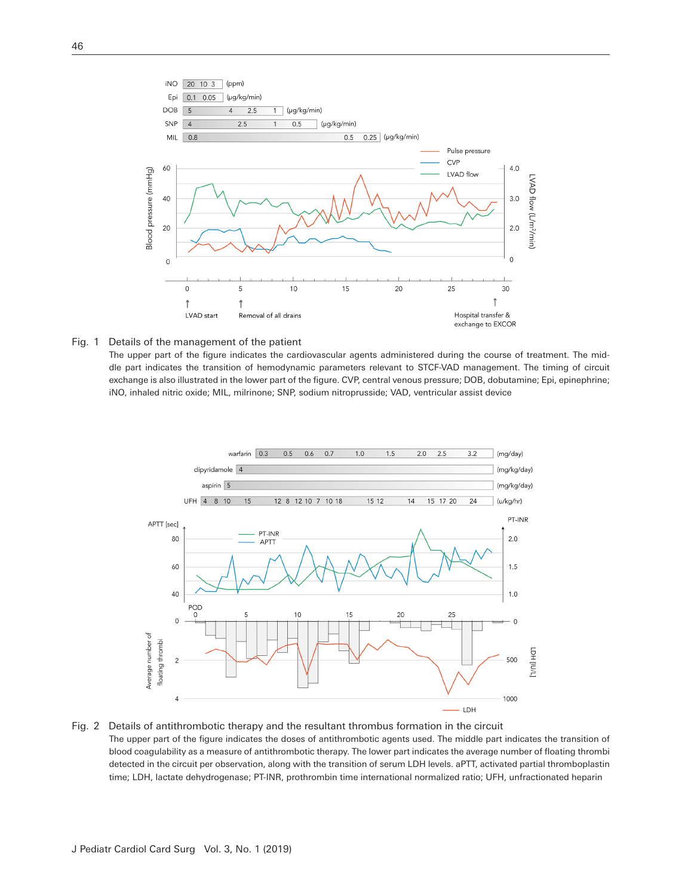Fig. 1 Details of the management of the patient

The upper part of the figure indicates the cardiovascular agents administered during the course of treatment. The middle part indicates the transition of hemodynamic parameters relevant to STCF-VAD management. The timing of circuit exchange is also illustrated in the lower part of the figure. CVP, central venous pressure; DOB, dobutamine; Epi, epinephrine; iNO, inhaled nitric oxide; MIL, milrinone; SNP, sodium nitroprusside; VAD, ventricular assist device

Fig. 2 Details of antithrombotic therapy and the resultant thrombus formation in the circuit

The upper part of the figure indicates the doses of antithrombotic agents used. The middle part indicates the transition of blood coagulability as a measure of antithrombotic therapy. The lower part indicates the average number of floating thrombi detected in the circuit per observation, along with the transition of serum LDH levels. aPTT, activated partial thromboplastin time; LDH, lactate dehydrogenase; PT-INR, prothrombin time international normalized ratio; UFH, unfractionated heparin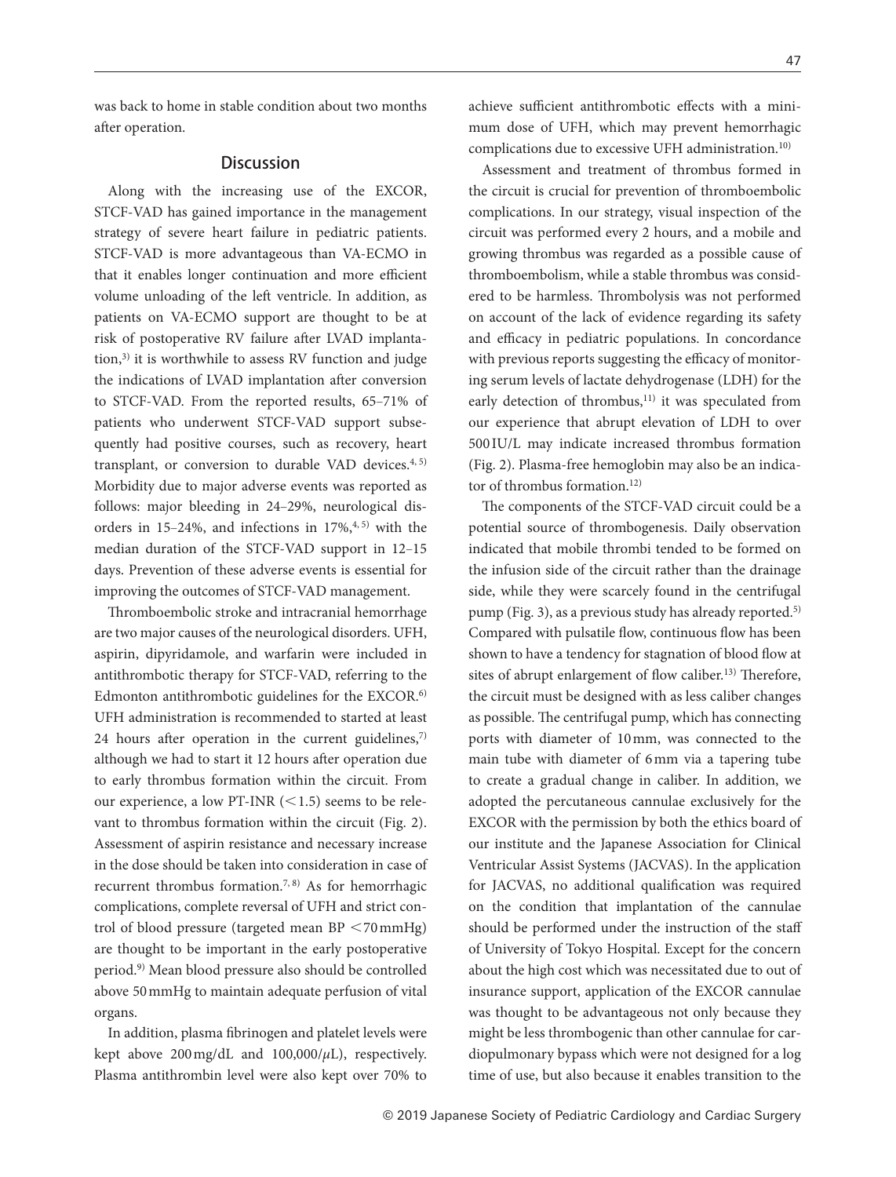was back to home in stable condition about two months after operation.

## Discussion

Along with the increasing use of the EXCOR, STCF-VAD has gained importance in the management strategy of severe heart failure in pediatric patients. STCF-VAD is more advantageous than VA-ECMO in that it enables longer continuation and more efficient volume unloading of the left ventricle. In addition, as patients on VA-ECMO support are thought to be at risk of postoperative RV failure after LVAD implantation,[3] it is worthwhile to assess RV function and judge the indications of LVAD implantation after conversion to STCF-VAD. From the reported results, 65–71% of patients who underwent STCF-VAD support subsequently had positive courses, such as recovery, heart transplant, or conversion to durable VAD devices.[4, 5] Morbidity due to major adverse events was reported as follows: major bleeding in 24–29%, neurological disorders in 15–24%, and infections in 17%,[4, 5] with the median duration of the STCF-VAD support in 12–15 days. Prevention of these adverse events is essential for improving the outcomes of STCF-VAD management.

Thromboembolic stroke and intracranial hemorrhage are two major causes of the neurological disorders. UFH, aspirin, dipyridamole, and warfarin were included in antithrombotic therapy for STCF-VAD, referring to the Edmonton antithrombotic guidelines for the EXCOR.[6] UFH administration is recommended to started at least 24 hours after operation in the current guidelines,[7] although we had to start it 12 hours after operation due to early thrombus formation within the circuit. From our experience, a low PT-INR (<1.5) seems to be relevant to thrombus formation within the circuit (Fig. 2). Assessment of aspirin resistance and necessary increase in the dose should be taken into consideration in case of recurrent thrombus formation.[7, 8] As for hemorrhagic complications, complete reversal of UFH and strict control of blood pressure (targeted mean BP <70 mmHg) are thought to be important in the early postoperative period.[9] Mean blood pressure also should be controlled above 50 mmHg to maintain adequate perfusion of vital organs.

In addition, plasma fibrinogen and platelet levels were kept above 200 mg/dL and 100,000/$\mu$L), respectively. Plasma antithrombin level were also kept over 70% to achieve sufficient antithrombotic effects with a minimum dose of UFH, which may prevent hemorrhagic complications due to excessive UFH administration.[10]

Assessment and treatment of thrombus formed in the circuit is crucial for prevention of thromboembolic complications. In our strategy, visual inspection of the circuit was performed every 2 hours, and a mobile and growing thrombus was regarded as a possible cause of thromboembolism, while a stable thrombus was considered to be harmless. Thrombolysis was not performed on account of the lack of evidence regarding its safety and efficacy in pediatric populations. In concordance with previous reports suggesting the efficacy of monitoring serum levels of lactate dehydrogenase (LDH) for the early detection of thrombus,[11] it was speculated from our experience that abrupt elevation of LDH to over 500 IU/L may indicate increased thrombus formation (Fig. 2). Plasma-free hemoglobin may also be an indicator of thrombus formation.[12]

The components of the STCF-VAD circuit could be a potential source of thrombogenesis. Daily observation indicated that mobile thrombi tended to be formed on the infusion side of the circuit rather than the drainage side, while they were scarcely found in the centrifugal pump (Fig. 3), as a previous study has already reported.[5] Compared with pulsatile flow, continuous flow has been shown to have a tendency for stagnation of blood flow at sites of abrupt enlargement of flow caliber.[13] Therefore, the circuit must be designed with as less caliber changes as possible. The centrifugal pump, which has connecting ports with diameter of 10 mm, was connected to the main tube with diameter of 6 mm via a tapering tube to create a gradual change in caliber. In addition, we adopted the percutaneous cannulae exclusively for the EXCOR with the permission by both the ethics board of our institute and the Japanese Association for Clinical Ventricular Assist Systems (JACVAS). In the application for JACVAS, no additional qualification was required on the condition that implantation of the cannulae should be performed under the instruction of the staff of University of Tokyo Hospital. Except for the concern about the high cost which was necessitated due to out of insurance support, application of the EXCOR cannulae was thought to be advantageous not only because they might be less thrombogenic than other cannulae for cardiopulmonary bypass which were not designed for a log time of use, but also because it enables transition to the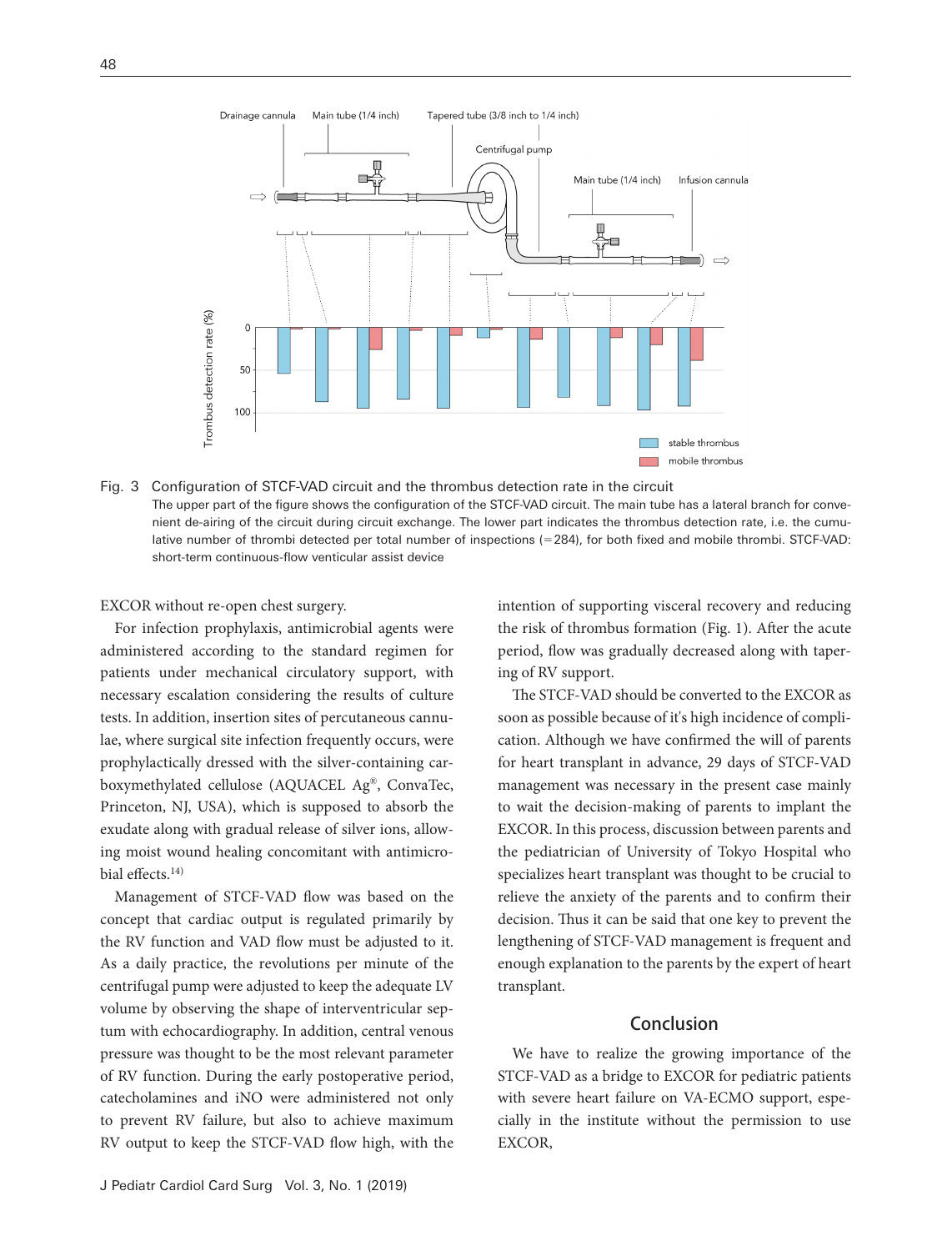Fig. 3 Configuration of STCF-VAD circuit and the thrombus detection rate in the circuit

The upper part of the figure shows the configuration of the STCF-VAD circuit. The main tube has a lateral branch for convenient de-airing of the circuit during circuit exchange. The lower part indicates the thrombus detection rate, i.e. the cumulative number of thrombi detected per total number of inspections (=284), for both fixed and mobile thrombi. STCF-VAD: short-term continuous-flow venticular assist device

EXCOR without re-open chest surgery.

For infection prophylaxis, antimicrobial agents were administered according to the standard regimen for patients under mechanical circulatory support, with necessary escalation considering the results of culture tests. In addition, insertion sites of percutaneous cannulae, where surgical site infection frequently occurs, were prophylactically dressed with the silver-containing carboxymethylated cellulose (AQUACEL Ag®, ConvaTec, Princeton, NJ, USA), which is supposed to absorb the exudate along with gradual release of silver ions, allowing moist wound healing concomitant with antimicrobial effects.[14)]

Management of STCF-VAD flow was based on the concept that cardiac output is regulated primarily by the RV function and VAD flow must be adjusted to it. As a daily practice, the revolutions per minute of the centrifugal pump were adjusted to keep the adequate LV volume by observing the shape of interventricular septum with echocardiography. In addition, central venous pressure was thought to be the most relevant parameter of RV function. During the early postoperative period, catecholamines and iNO were administered not only to prevent RV failure, but also to achieve maximum RV output to keep the STCF-VAD flow high, with the intention of supporting visceral recovery and reducing the risk of thrombus formation (Fig. 1). After the acute period, flow was gradually decreased along with tapering of RV support.

The STCF-VAD should be converted to the EXCOR as soon as possible because of it's high incidence of complication. Although we have confirmed the will of parents for heart transplant in advance, 29 days of STCF-VAD management was necessary in the present case mainly to wait the decision-making of parents to implant the EXCOR. In this process, discussion between parents and the pediatrician of University of Tokyo Hospital who specializes heart transplant was thought to be crucial to relieve the anxiety of the parents and to confirm their decision. Thus it can be said that one key to prevent the lengthening of STCF-VAD management is frequent and enough explanation to the parents by the expert of heart transplant.

## Conclusion

We have to realize the growing importance of the STCF-VAD as a bridge to EXCOR for pediatric patients with severe heart failure on VA-ECMO support, especially in the institute without the permission to use EXCOR,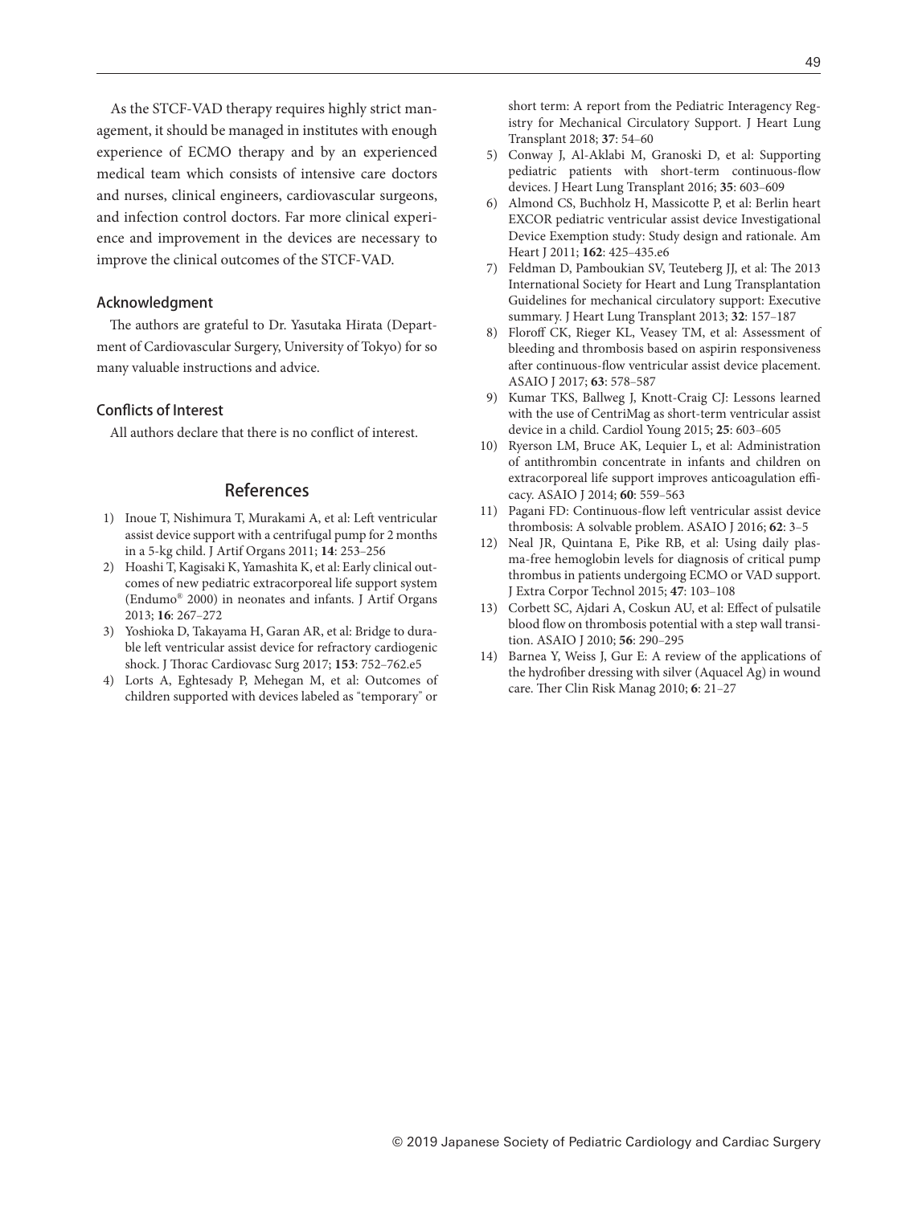As the STCF-VAD therapy requires highly strict management, it should be managed in institutes with enough experience of ECMO therapy and by an experienced medical team which consists of intensive care doctors and nurses, clinical engineers, cardiovascular surgeons, and infection control doctors. Far more clinical experience and improvement in the devices are necessary to improve the clinical outcomes of the STCF-VAD.

### Acknowledgment

The authors are grateful to Dr. Yasutaka Hirata (Department of Cardiovascular Surgery, University of Tokyo) for so many valuable instructions and advice.

### Conflicts of Interest

All authors declare that there is no conflict of interest.

## References

1) Inoue T, Nishimura T, Murakami A, et al: Left ventricular assist device support with a centrifugal pump for 2 months in a 5-kg child. J Artif Organs 2011; **14**: 253–256
2) Hoashi T, Kagisaki K, Yamashita K, et al: Early clinical outcomes of new pediatric extracorporeal life support system (Endumo® 2000) in neonates and infants. J Artif Organs 2013; **16**: 267–272
3) Yoshioka D, Takayama H, Garan AR, et al: Bridge to durable left ventricular assist device for refractory cardiogenic shock. J Thorac Cardiovasc Surg 2017; **153**: 752–762.e5
4) Lorts A, Eghtesady P, Mehegan M, et al: Outcomes of children supported with devices labeled as "temporary" or short term: A report from the Pediatric Interagency Registry for Mechanical Circulatory Support. J Heart Lung Transplant 2018; **37**: 54–60
5) Conway J, Al-Aklabi M, Granoski D, et al: Supporting pediatric patients with short-term continuous-flow devices. J Heart Lung Transplant 2016; **35**: 603–609
6) Almond CS, Buchholz H, Massicotte P, et al: Berlin heart EXCOR pediatric ventricular assist device Investigational Device Exemption study: Study design and rationale. Am Heart J 2011; **162**: 425–435.e6
7) Feldman D, Pamboukian SV, Teuteberg JJ, et al: The 2013 International Society for Heart and Lung Transplantation Guidelines for mechanical circulatory support: Executive summary. J Heart Lung Transplant 2013; **32**: 157–187
8) Floroff CK, Rieger KL, Veasey TM, et al: Assessment of bleeding and thrombosis based on aspirin responsiveness after continuous-flow ventricular assist device placement. ASAIO J 2017; **63**: 578–587
9) Kumar TKS, Ballweg J, Knott-Craig CJ: Lessons learned with the use of CentriMag as short-term ventricular assist device in a child. Cardiol Young 2015; **25**: 603–605
10) Ryerson LM, Bruce AK, Lequier L, et al: Administration of antithrombin concentrate in infants and children on extracorporeal life support improves anticoagulation efficacy. ASAIO J 2014; **60**: 559–563
11) Pagani FD: Continuous-flow left ventricular assist device thrombosis: A solvable problem. ASAIO J 2016; **62**: 3–5
12) Neal JR, Quintana E, Pike RB, et al: Using daily plasma-free hemoglobin levels for diagnosis of critical pump thrombus in patients undergoing ECMO or VAD support. J Extra Corpor Technol 2015; **47**: 103–108
13) Corbett SC, Ajdari A, Coskun AU, et al: Effect of pulsatile blood flow on thrombosis potential with a step wall transition. ASAIO J 2010; **56**: 290–295
14) Barnea Y, Weiss J, Gur E: A review of the applications of the hydrofiber dressing with silver (Aquacel Ag) in wound care. Ther Clin Risk Manag 2010; **6**: 21–27